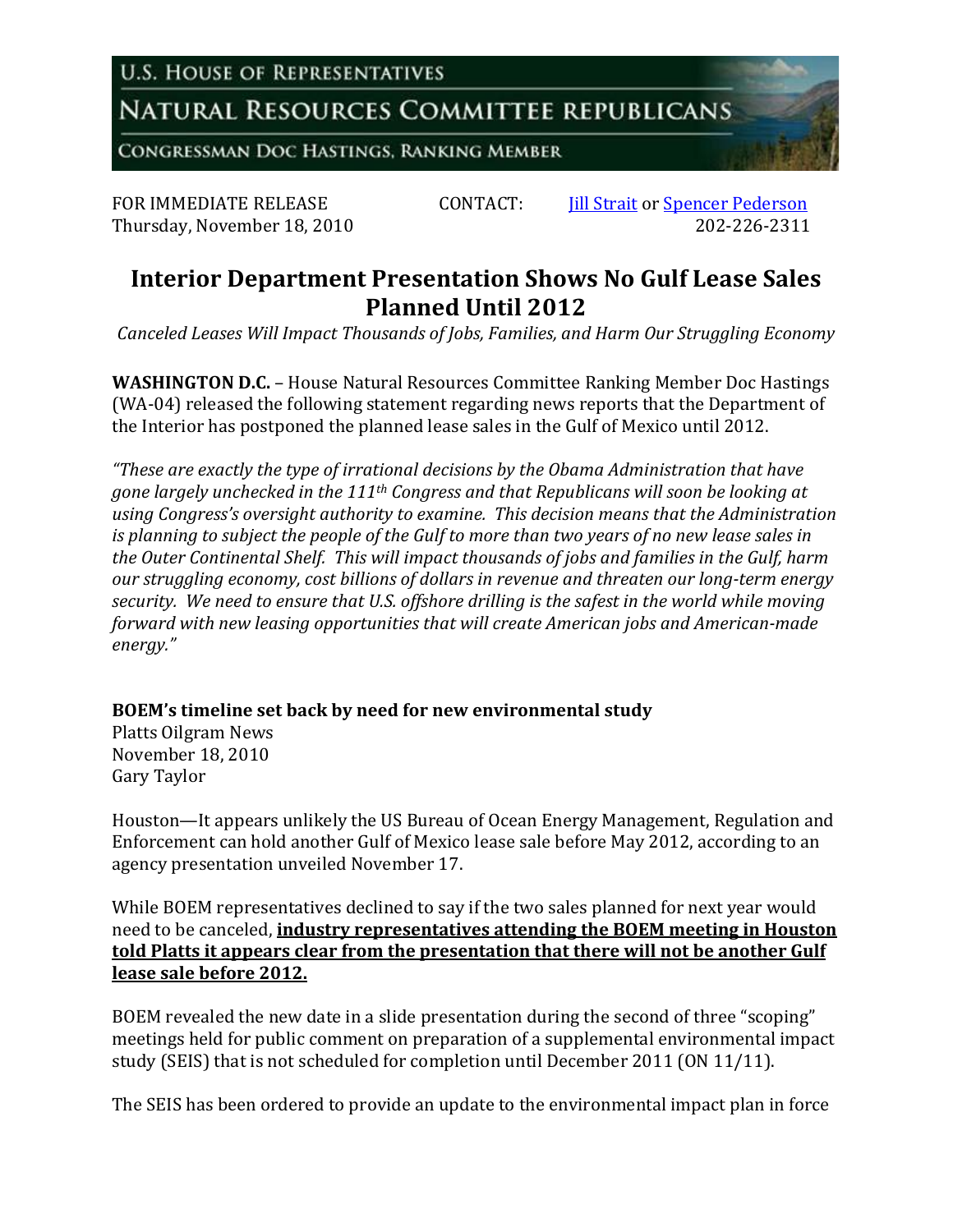U.S. House of Representatives

Natural Resources Committee Republicans

Congressman Doc Hastings, Ranking Member

FOR IMMEDIATE RELEASE
Thursday, November 18, 2010

CONTACT: Jill Strait or Spencer Pederson
202-226-2311

# Interior Department Presentation Shows No Gulf Lease Sales Planned Until 2012

*Canceled Leases Will Impact Thousands of Jobs, Families, and Harm Our Struggling Economy*

**WASHINGTON D.C.** – House Natural Resources Committee Ranking Member Doc Hastings (WA-04) released the following statement regarding news reports that the Department of the Interior has postponed the planned lease sales in the Gulf of Mexico until 2012.

*"These are exactly the type of irrational decisions by the Obama Administration that have gone largely unchecked in the 111th Congress and that Republicans will soon be looking at using Congress's oversight authority to examine. This decision means that the Administration is planning to subject the people of the Gulf to more than two years of no new lease sales in the Outer Continental Shelf. This will impact thousands of jobs and families in the Gulf, harm our struggling economy, cost billions of dollars in revenue and threaten our long-term energy security. We need to ensure that U.S. offshore drilling is the safest in the world while moving forward with new leasing opportunities that will create American jobs and American-made energy."*

**BOEM's timeline set back by need for new environmental study**
Platts Oilgram News
November 18, 2010
Gary Taylor

Houston—It appears unlikely the US Bureau of Ocean Energy Management, Regulation and Enforcement can hold another Gulf of Mexico lease sale before May 2012, according to an agency presentation unveiled November 17.

While BOEM representatives declined to say if the two sales planned for next year would need to be canceled, **industry representatives attending the BOEM meeting in Houston told Platts it appears clear from the presentation that there will not be another Gulf lease sale before 2012.**

BOEM revealed the new date in a slide presentation during the second of three "scoping" meetings held for public comment on preparation of a supplemental environmental impact study (SEIS) that is not scheduled for completion until December 2011 (ON 11/11).

The SEIS has been ordered to provide an update to the environmental impact plan in force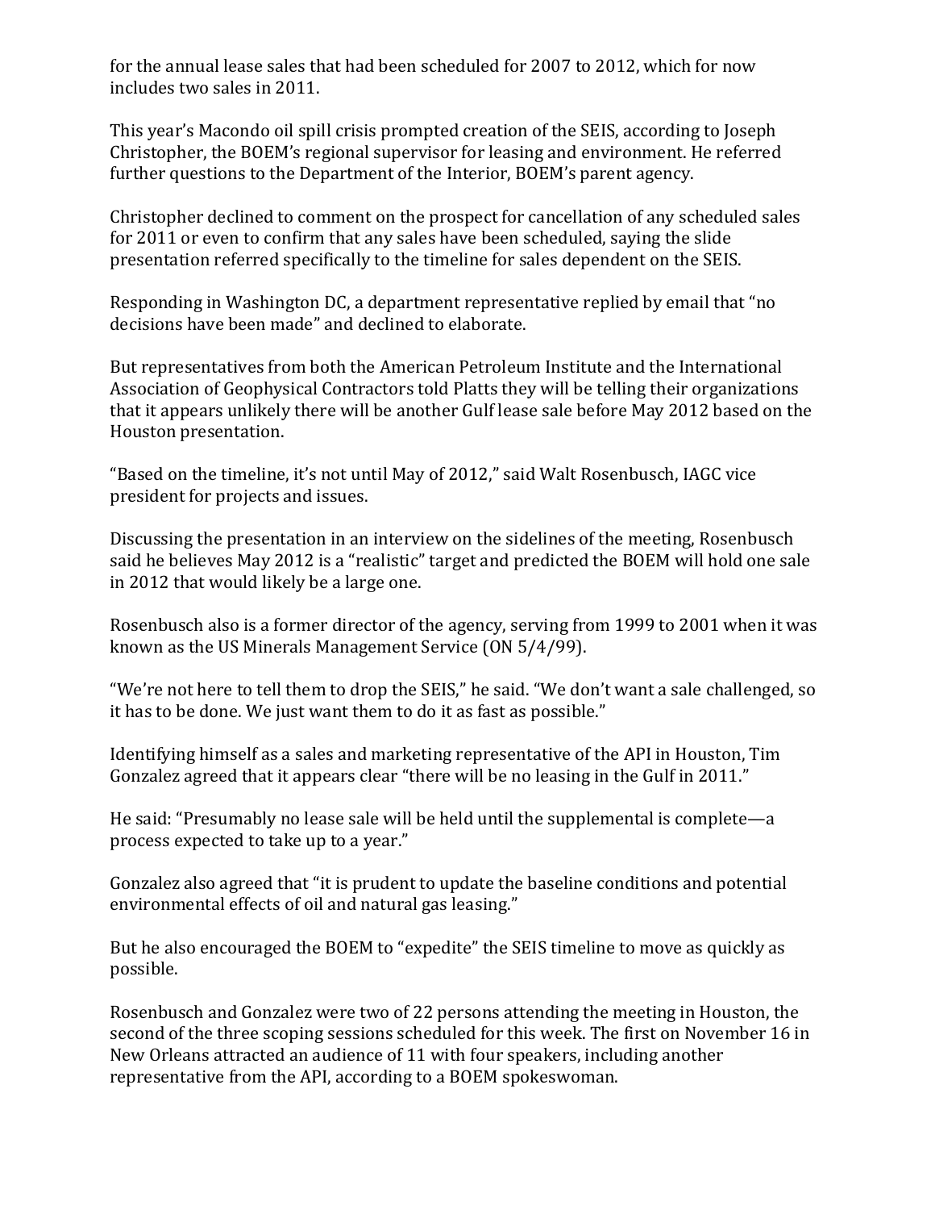for the annual lease sales that had been scheduled for 2007 to 2012, which for now includes two sales in 2011.

This year's Macondo oil spill crisis prompted creation of the SEIS, according to Joseph Christopher, the BOEM's regional supervisor for leasing and environment. He referred further questions to the Department of the Interior, BOEM's parent agency.

Christopher declined to comment on the prospect for cancellation of any scheduled sales for 2011 or even to confirm that any sales have been scheduled, saying the slide presentation referred specifically to the timeline for sales dependent on the SEIS.

Responding in Washington DC, a department representative replied by email that "no decisions have been made" and declined to elaborate.

But representatives from both the American Petroleum Institute and the International Association of Geophysical Contractors told Platts they will be telling their organizations that it appears unlikely there will be another Gulf lease sale before May 2012 based on the Houston presentation.

"Based on the timeline, it's not until May of 2012," said Walt Rosenbusch, IAGC vice president for projects and issues.

Discussing the presentation in an interview on the sidelines of the meeting, Rosenbusch said he believes May 2012 is a "realistic" target and predicted the BOEM will hold one sale in 2012 that would likely be a large one.

Rosenbusch also is a former director of the agency, serving from 1999 to 2001 when it was known as the US Minerals Management Service (ON 5/4/99).

"We're not here to tell them to drop the SEIS," he said. "We don't want a sale challenged, so it has to be done. We just want them to do it as fast as possible."

Identifying himself as a sales and marketing representative of the API in Houston, Tim Gonzalez agreed that it appears clear "there will be no leasing in the Gulf in 2011."

He said: "Presumably no lease sale will be held until the supplemental is complete—a process expected to take up to a year."

Gonzalez also agreed that "it is prudent to update the baseline conditions and potential environmental effects of oil and natural gas leasing."

But he also encouraged the BOEM to "expedite" the SEIS timeline to move as quickly as possible.

Rosenbusch and Gonzalez were two of 22 persons attending the meeting in Houston, the second of the three scoping sessions scheduled for this week. The first on November 16 in New Orleans attracted an audience of 11 with four speakers, including another representative from the API, according to a BOEM spokeswoman.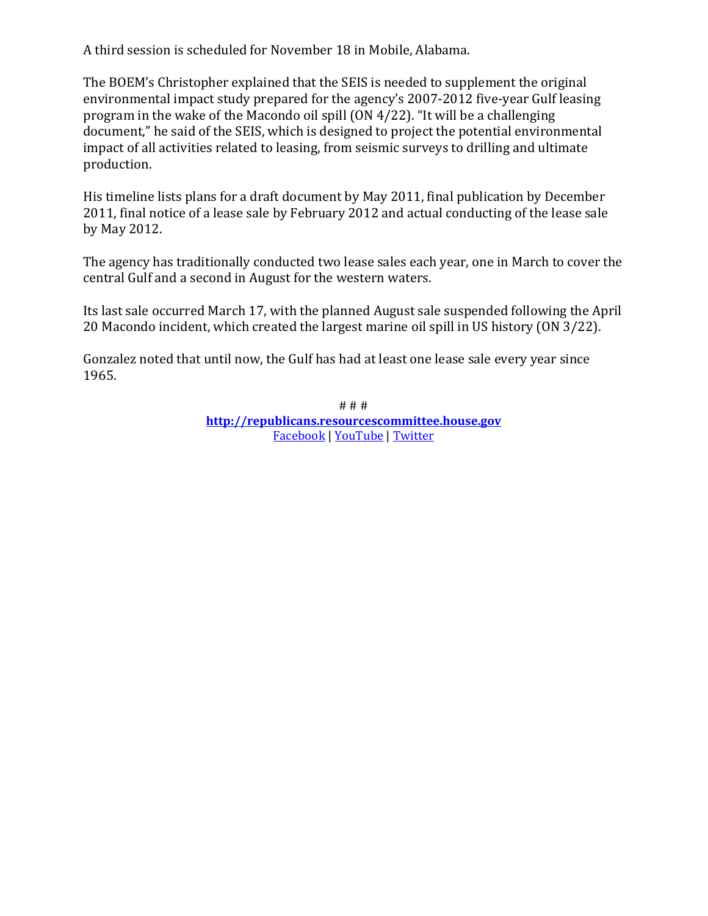A third session is scheduled for November 18 in Mobile, Alabama.

The BOEM's Christopher explained that the SEIS is needed to supplement the original environmental impact study prepared for the agency's 2007-2012 five-year Gulf leasing program in the wake of the Macondo oil spill (ON 4/22). "It will be a challenging document," he said of the SEIS, which is designed to project the potential environmental impact of all activities related to leasing, from seismic surveys to drilling and ultimate production.

His timeline lists plans for a draft document by May 2011, final publication by December 2011, final notice of a lease sale by February 2012 and actual conducting of the lease sale by May 2012.

The agency has traditionally conducted two lease sales each year, one in March to cover the central Gulf and a second in August for the western waters.

Its last sale occurred March 17, with the planned August sale suspended following the April 20 Macondo incident, which created the largest marine oil spill in US history (ON 3/22).

Gonzalez noted that until now, the Gulf has had at least one lease sale every year since 1965.

# # #

**http://republicans.resourcescommittee.house.gov**

Facebook | YouTube | Twitter